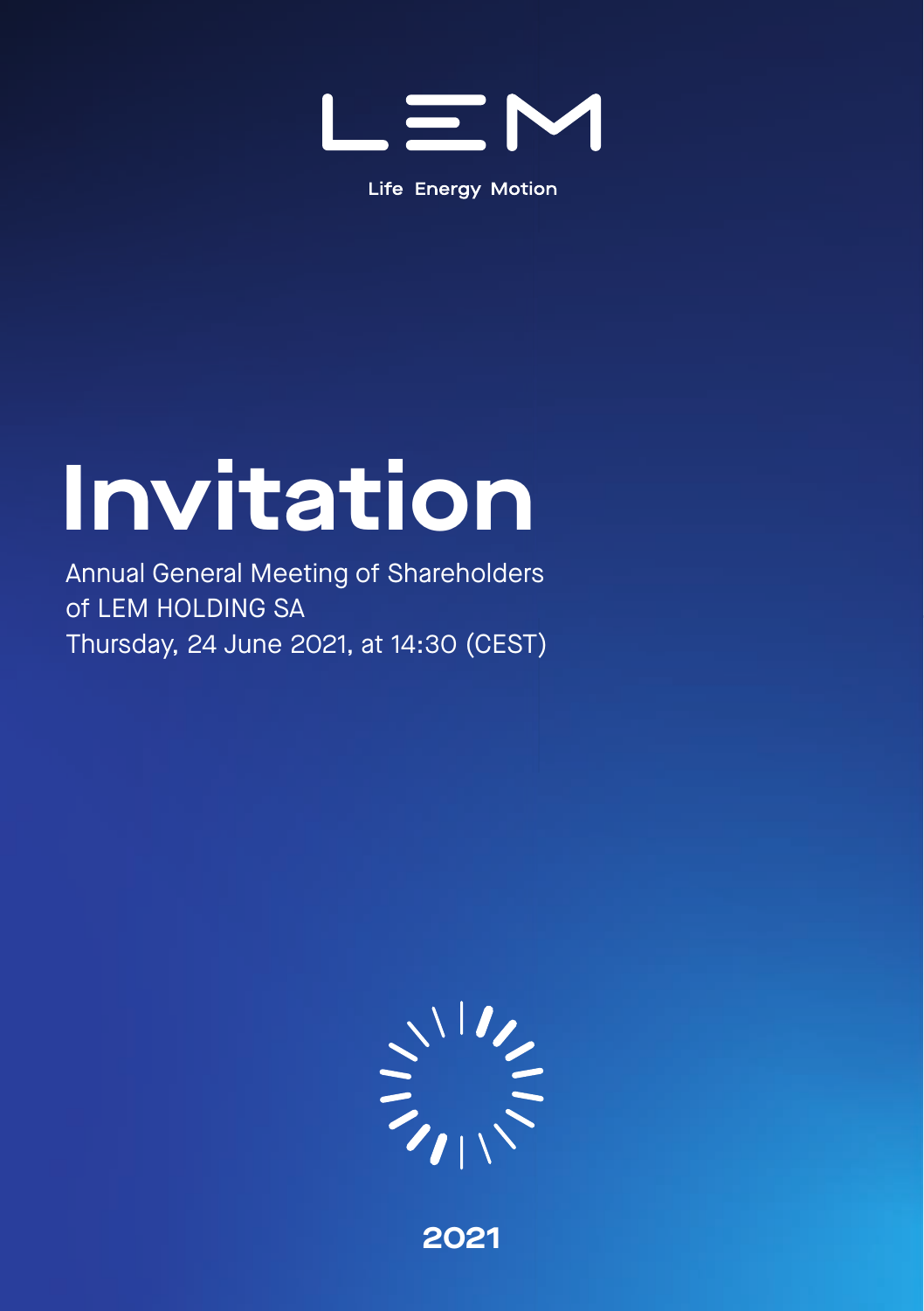LEM

Life Energy Motion

# Invitation

Annual General Meeting of Shareholders
of LEM HOLDING SA
Thursday, 24 June 2021, at 14:30 (CEST)

2021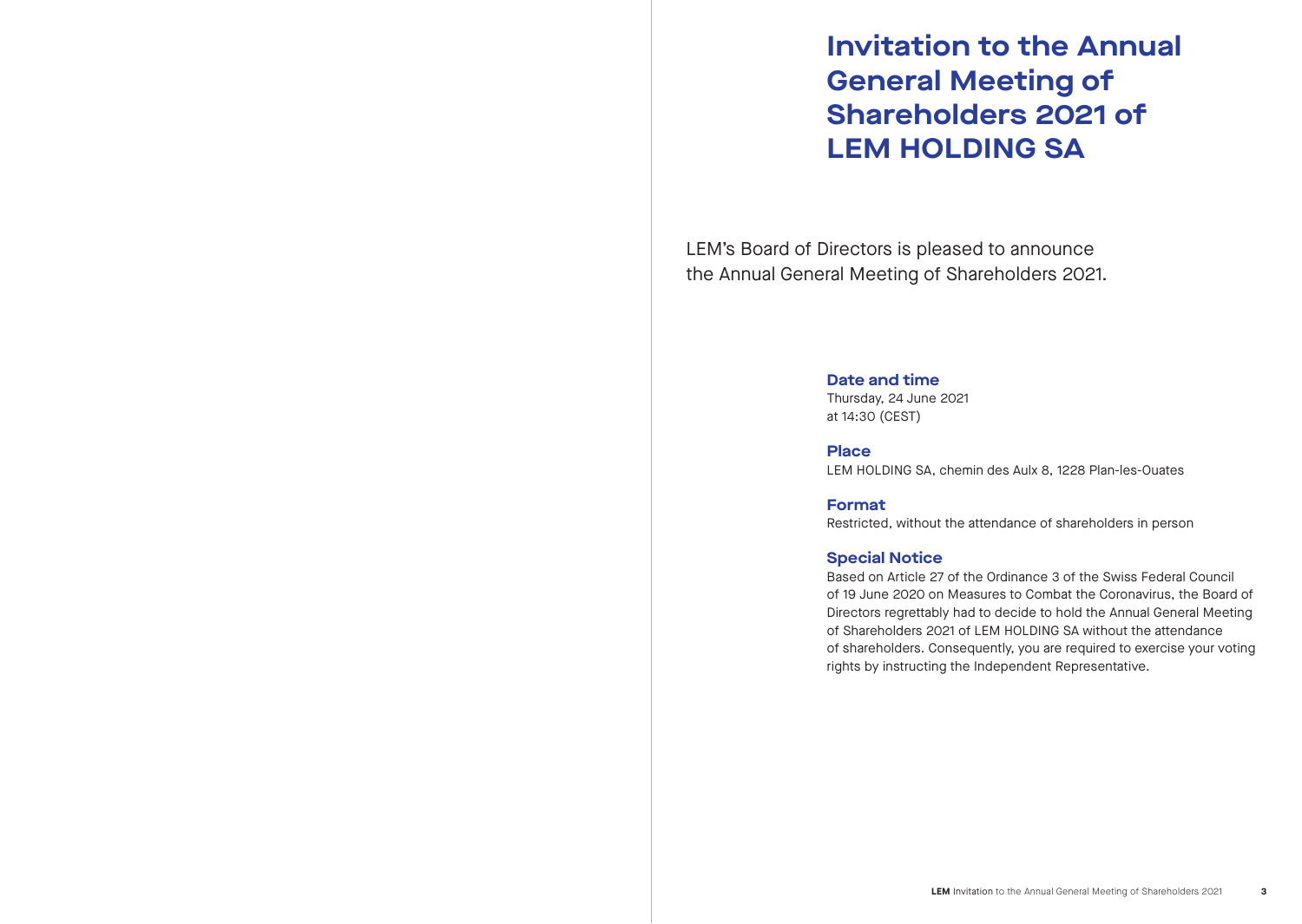# Invitation to the Annual General Meeting of Shareholders 2021 of LEM HOLDING SA

LEM's Board of Directors is pleased to announce the Annual General Meeting of Shareholders 2021.

### Date and time

Thursday, 24 June 2021
at 14:30 (CEST)

### Place

LEM HOLDING SA, chemin des Aulx 8, 1228 Plan-les-Ouates

### Format

Restricted, without the attendance of shareholders in person

### Special Notice

Based on Article 27 of the Ordinance 3 of the Swiss Federal Council of 19 June 2020 on Measures to Combat the Coronavirus, the Board of Directors regrettably had to decide to hold the Annual General Meeting of Shareholders 2021 of LEM HOLDING SA without the attendance of shareholders. Consequently, you are required to exercise your voting rights by instructing the Independent Representative.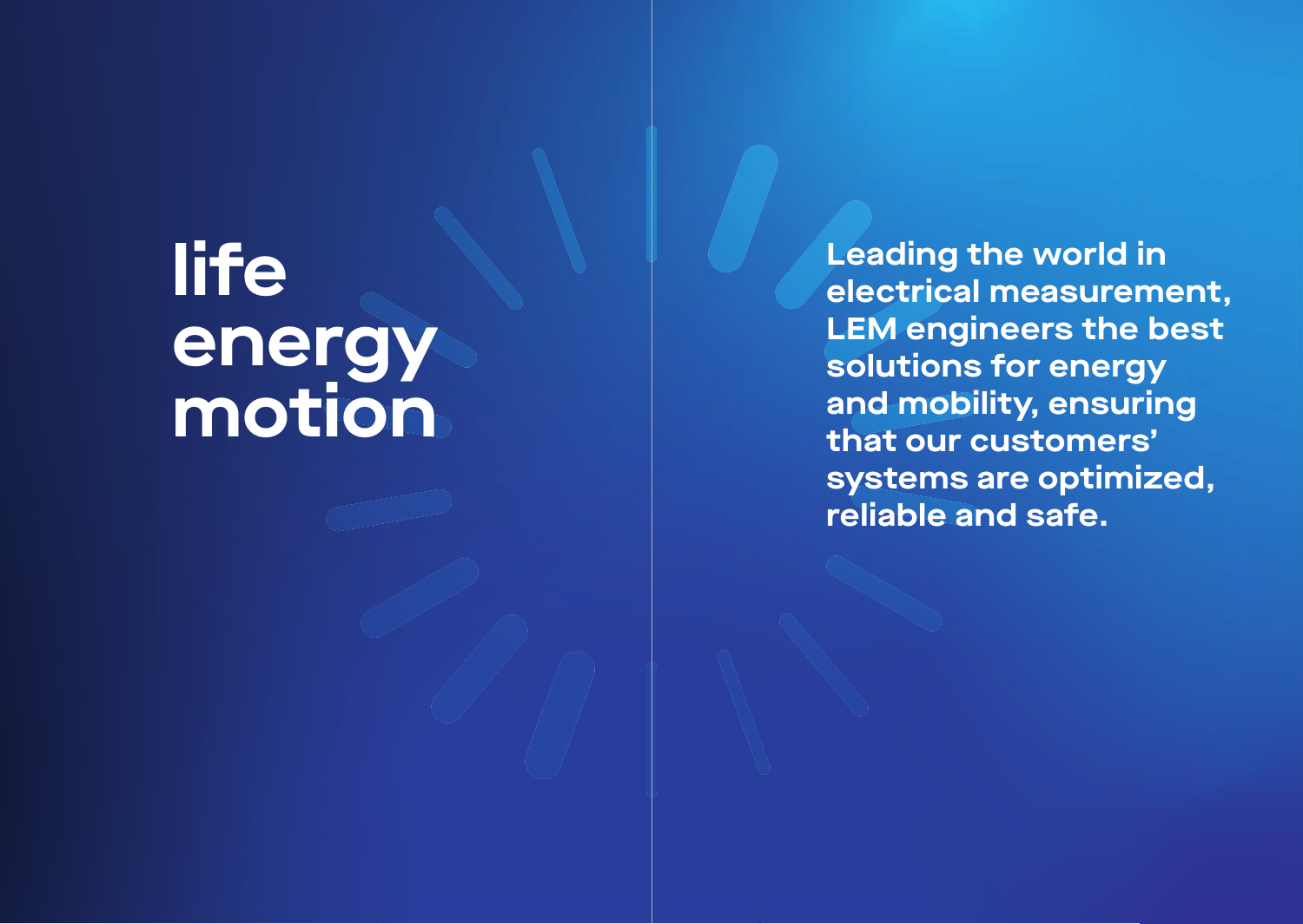# life energy motion

**Leading the world in electrical measurement, LEM engineers the best solutions for energy and mobility, ensuring that our customers' systems are optimized, reliable and safe.**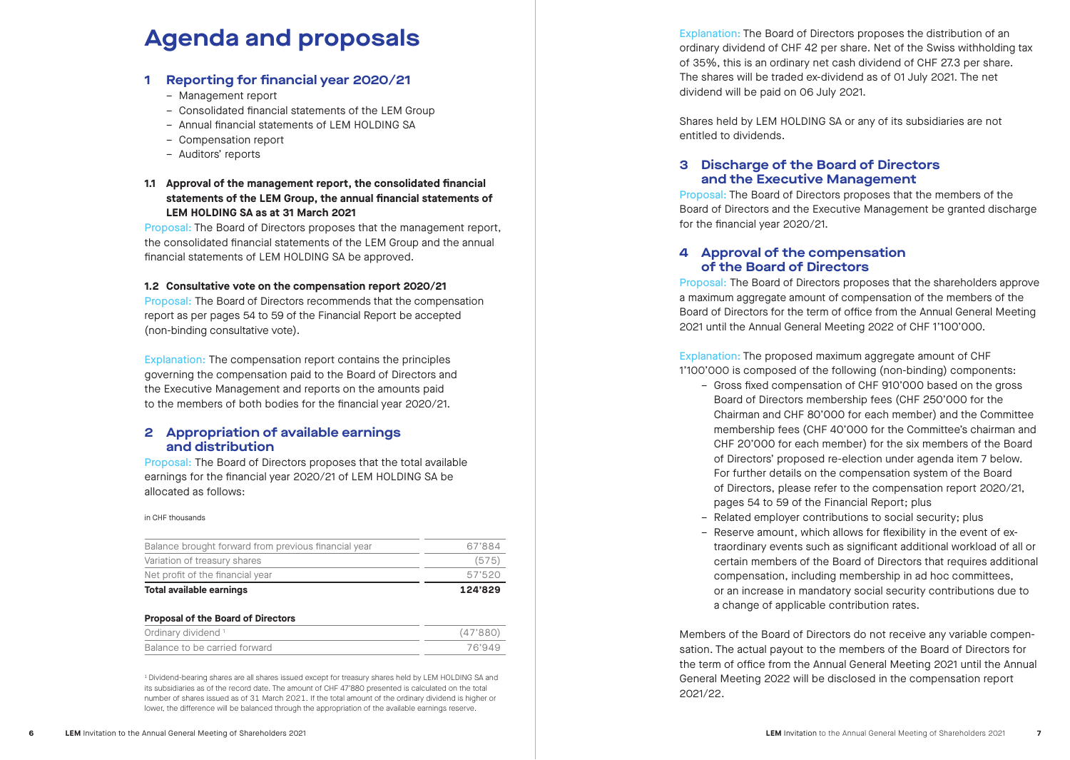# Agenda and proposals

## 1 Reporting for financial year 2020/21

- Management report
- Consolidated financial statements of the LEM Group
- Annual financial statements of LEM HOLDING SA
- Compensation report
- Auditors' reports

### 1.1 Approval of the management report, the consolidated financial statements of the LEM Group, the annual financial statements of LEM HOLDING SA as at 31 March 2021

Proposal: The Board of Directors proposes that the management report, the consolidated financial statements of the LEM Group and the annual financial statements of LEM HOLDING SA be approved.

### 1.2 Consultative vote on the compensation report 2020/21

Proposal: The Board of Directors recommends that the compensation report as per pages 54 to 59 of the Financial Report be accepted (non-binding consultative vote).

Explanation: The compensation report contains the principles governing the compensation paid to the Board of Directors and the Executive Management and reports on the amounts paid to the members of both bodies for the financial year 2020/21.

## 2 Appropriation of available earnings and distribution

Proposal: The Board of Directors proposes that the total available earnings for the financial year 2020/21 of LEM HOLDING SA be allocated as follows:

in CHF thousands

| | |
|---|---|
| Balance brought forward from previous financial year | 67'884 |
| Variation of treasury shares | (575) |
| Net profit of the financial year | 57'520 |
| **Total available earnings** | **124'829** |
| **Proposal of the Board of Directors** | |
| Ordinary dividend [1] | (47'880) |
| Balance to be carried forward | 76'949 |

[1] Dividend-bearing shares are all shares issued except for treasury shares held by LEM HOLDING SA and its subsidiaries as of the record date. The amount of CHF 47'880 presented is calculated on the total number of shares issued as of 31 March 2021. If the total amount of the ordinary dividend is higher or lower, the difference will be balanced through the appropriation of the available earnings reserve.

Explanation: The Board of Directors proposes the distribution of an ordinary dividend of CHF 42 per share. Net of the Swiss withholding tax of 35%, this is an ordinary net cash dividend of CHF 27.3 per share. The shares will be traded ex-dividend as of 01 July 2021. The net dividend will be paid on 06 July 2021.

Shares held by LEM HOLDING SA or any of its subsidiaries are not entitled to dividends.

## 3 Discharge of the Board of Directors and the Executive Management

Proposal: The Board of Directors proposes that the members of the Board of Directors and the Executive Management be granted discharge for the financial year 2020/21.

## 4 Approval of the compensation of the Board of Directors

Proposal: The Board of Directors proposes that the shareholders approve a maximum aggregate amount of compensation of the members of the Board of Directors for the term of office from the Annual General Meeting 2021 until the Annual General Meeting 2022 of CHF 1'100'000.

Explanation: The proposed maximum aggregate amount of CHF 1'100'000 is composed of the following (non-binding) components:

- Gross fixed compensation of CHF 910'000 based on the gross Board of Directors membership fees (CHF 250'000 for the Chairman and CHF 80'000 for each member) and the Committee membership fees (CHF 40'000 for the Committee's chairman and CHF 20'000 for each member) for the six members of the Board of Directors' proposed re-election under agenda item 7 below. For further details on the compensation system of the Board of Directors, please refer to the compensation report 2020/21, pages 54 to 59 of the Financial Report; plus
- Related employer contributions to social security; plus
- Reserve amount, which allows for flexibility in the event of extraordinary events such as significant additional workload of all or certain members of the Board of Directors that requires additional compensation, including membership in ad hoc committees, or an increase in mandatory social security contributions due to a change of applicable contribution rates.

Members of the Board of Directors do not receive any variable compensation. The actual payout to the members of the Board of Directors for the term of office from the Annual General Meeting 2021 until the Annual General Meeting 2022 will be disclosed in the compensation report 2021/22.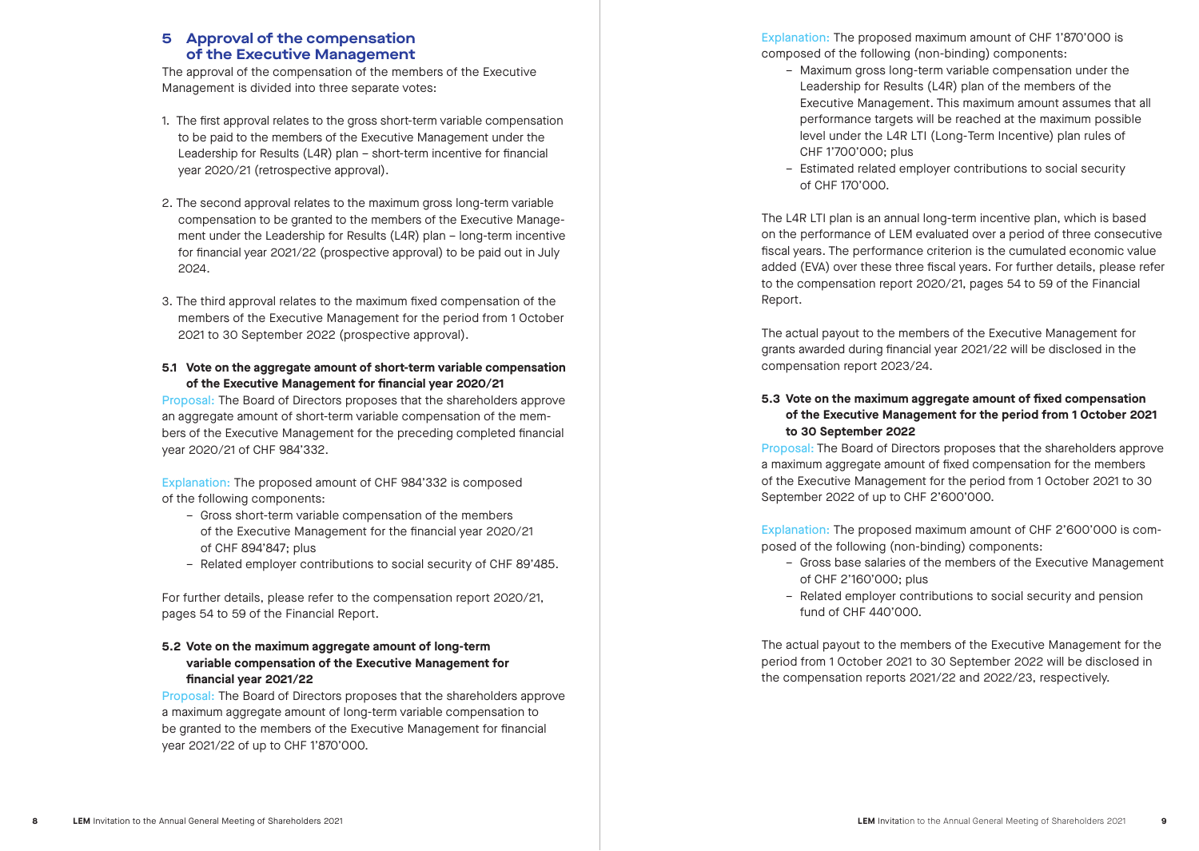## 5 Approval of the compensation of the Executive Management

The approval of the compensation of the members of the Executive Management is divided into three separate votes:

1. The first approval relates to the gross short-term variable compensation to be paid to the members of the Executive Management under the Leadership for Results (L4R) plan – short-term incentive for financial year 2020/21 (retrospective approval).
2. The second approval relates to the maximum gross long-term variable compensation to be granted to the members of the Executive Management under the Leadership for Results (L4R) plan – long-term incentive for financial year 2021/22 (prospective approval) to be paid out in July 2024.
3. The third approval relates to the maximum fixed compensation of the members of the Executive Management for the period from 1 October 2021 to 30 September 2022 (prospective approval).

### 5.1 Vote on the aggregate amount of short-term variable compensation of the Executive Management for financial year 2020/21

Proposal: The Board of Directors proposes that the shareholders approve an aggregate amount of short-term variable compensation of the members of the Executive Management for the preceding completed financial year 2020/21 of CHF 984'332.

Explanation: The proposed amount of CHF 984'332 is composed of the following components:

- Gross short-term variable compensation of the members of the Executive Management for the financial year 2020/21 of CHF 894'847; plus
- Related employer contributions to social security of CHF 89'485.

For further details, please refer to the compensation report 2020/21, pages 54 to 59 of the Financial Report.

### 5.2 Vote on the maximum aggregate amount of long-term variable compensation of the Executive Management for financial year 2021/22

Proposal: The Board of Directors proposes that the shareholders approve a maximum aggregate amount of long-term variable compensation to be granted to the members of the Executive Management for financial year 2021/22 of up to CHF 1'870'000.

Explanation: The proposed maximum amount of CHF 1'870'000 is composed of the following (non-binding) components:

- Maximum gross long-term variable compensation under the Leadership for Results (L4R) plan of the members of the Executive Management. This maximum amount assumes that all performance targets will be reached at the maximum possible level under the L4R LTI (Long-Term Incentive) plan rules of CHF 1'700'000; plus
- Estimated related employer contributions to social security of CHF 170'000.

The L4R LTI plan is an annual long-term incentive plan, which is based on the performance of LEM evaluated over a period of three consecutive fiscal years. The performance criterion is the cumulated economic value added (EVA) over these three fiscal years. For further details, please refer to the compensation report 2020/21, pages 54 to 59 of the Financial Report.

The actual payout to the members of the Executive Management for grants awarded during financial year 2021/22 will be disclosed in the compensation report 2023/24.

### 5.3 Vote on the maximum aggregate amount of fixed compensation of the Executive Management for the period from 1 October 2021 to 30 September 2022

Proposal: The Board of Directors proposes that the shareholders approve a maximum aggregate amount of fixed compensation for the members of the Executive Management for the period from 1 October 2021 to 30 September 2022 of up to CHF 2'600'000.

Explanation: The proposed maximum amount of CHF 2'600'000 is composed of the following (non-binding) components:

- Gross base salaries of the members of the Executive Management of CHF 2'160'000; plus
- Related employer contributions to social security and pension fund of CHF 440'000.

The actual payout to the members of the Executive Management for the period from 1 October 2021 to 30 September 2022 will be disclosed in the compensation reports 2021/22 and 2022/23, respectively.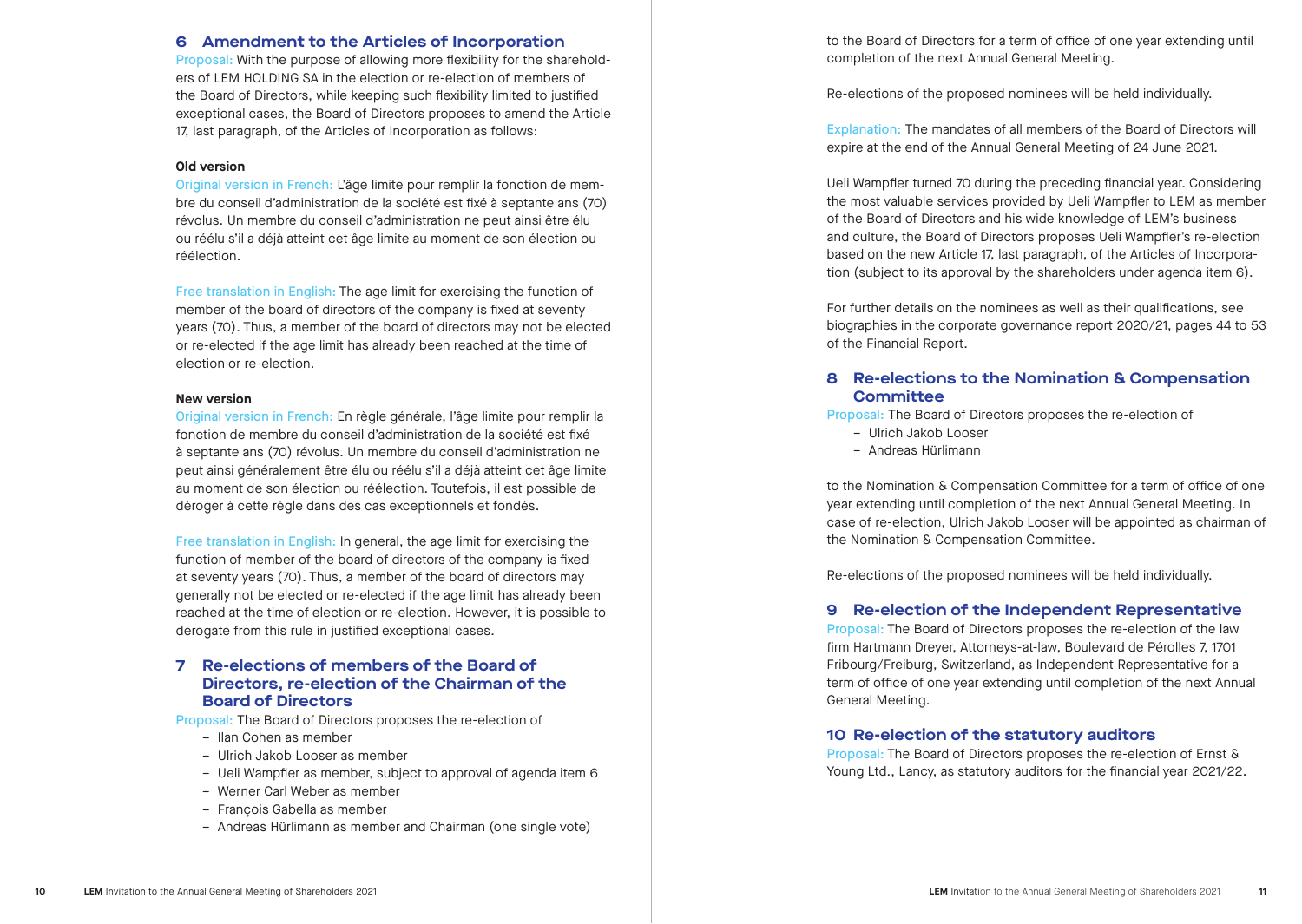## 6 Amendment to the Articles of Incorporation

Proposal: With the purpose of allowing more flexibility for the shareholders of LEM HOLDING SA in the election or re-election of members of the Board of Directors, while keeping such flexibility limited to justified exceptional cases, the Board of Directors proposes to amend the Article 17, last paragraph, of the Articles of Incorporation as follows:

**Old version**

Original version in French: L'âge limite pour remplir la fonction de membre du conseil d'administration de la société est fixé à septante ans (70) révolus. Un membre du conseil d'administration ne peut ainsi être élu ou réélu s'il a déjà atteint cet âge limite au moment de son élection ou réélection.

Free translation in English: The age limit for exercising the function of member of the board of directors of the company is fixed at seventy years (70). Thus, a member of the board of directors may not be elected or re-elected if the age limit has already been reached at the time of election or re-election.

**New version**

Original version in French: En règle générale, l'âge limite pour remplir la fonction de membre du conseil d'administration de la société est fixé à septante ans (70) révolus. Un membre du conseil d'administration ne peut ainsi généralement être élu ou réélu s'il a déjà atteint cet âge limite au moment de son élection ou réélection. Toutefois, il est possible de déroger à cette règle dans des cas exceptionnels et fondés.

Free translation in English: In general, the age limit for exercising the function of member of the board of directors of the company is fixed at seventy years (70). Thus, a member of the board of directors may generally not be elected or re-elected if the age limit has already been reached at the time of election or re-election. However, it is possible to derogate from this rule in justified exceptional cases.

## 7 Re-elections of members of the Board of Directors, re-election of the Chairman of the Board of Directors

Proposal: The Board of Directors proposes the re-election of

- Ilan Cohen as member
- Ulrich Jakob Looser as member
- Ueli Wampfler as member, subject to approval of agenda item 6
- Werner Carl Weber as member
- François Gabella as member
- Andreas Hürlimann as member and Chairman (one single vote)

to the Board of Directors for a term of office of one year extending until completion of the next Annual General Meeting.

Re-elections of the proposed nominees will be held individually.

Explanation: The mandates of all members of the Board of Directors will expire at the end of the Annual General Meeting of 24 June 2021.

Ueli Wampfler turned 70 during the preceding financial year. Considering the most valuable services provided by Ueli Wampfler to LEM as member of the Board of Directors and his wide knowledge of LEM's business and culture, the Board of Directors proposes Ueli Wampfler's re-election based on the new Article 17, last paragraph, of the Articles of Incorporation (subject to its approval by the shareholders under agenda item 6).

For further details on the nominees as well as their qualifications, see biographies in the corporate governance report 2020/21, pages 44 to 53 of the Financial Report.

## 8 Re-elections to the Nomination & Compensation Committee

Proposal: The Board of Directors proposes the re-election of

- Ulrich Jakob Looser
- Andreas Hürlimann

to the Nomination & Compensation Committee for a term of office of one year extending until completion of the next Annual General Meeting. In case of re-election, Ulrich Jakob Looser will be appointed as chairman of the Nomination & Compensation Committee.

Re-elections of the proposed nominees will be held individually.

## 9 Re-election of the Independent Representative

Proposal: The Board of Directors proposes the re-election of the law firm Hartmann Dreyer, Attorneys-at-law, Boulevard de Pérolles 7, 1701 Fribourg/Freiburg, Switzerland, as Independent Representative for a term of office of one year extending until completion of the next Annual General Meeting.

## 10 Re-election of the statutory auditors

Proposal: The Board of Directors proposes the re-election of Ernst & Young Ltd., Lancy, as statutory auditors for the financial year 2021/22.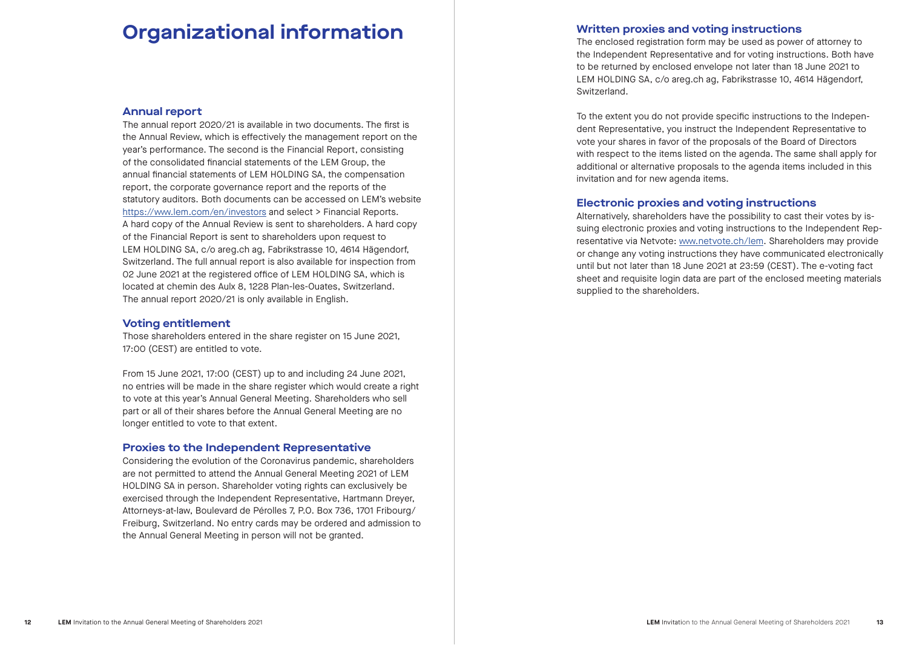# Organizational information

## Annual report

The annual report 2020/21 is available in two documents. The first is the Annual Review, which is effectively the management report on the year's performance. The second is the Financial Report, consisting of the consolidated financial statements of the LEM Group, the annual financial statements of LEM HOLDING SA, the compensation report, the corporate governance report and the reports of the statutory auditors. Both documents can be accessed on LEM's website https://www.lem.com/en/investors and select > Financial Reports. A hard copy of the Annual Review is sent to shareholders. A hard copy of the Financial Report is sent to shareholders upon request to LEM HOLDING SA, c/o areg.ch ag, Fabrikstrasse 10, 4614 Hägendorf, Switzerland. The full annual report is also available for inspection from 02 June 2021 at the registered office of LEM HOLDING SA, which is located at chemin des Aulx 8, 1228 Plan-les-Ouates, Switzerland. The annual report 2020/21 is only available in English.

## Voting entitlement

Those shareholders entered in the share register on 15 June 2021, 17:00 (CEST) are entitled to vote.

From 15 June 2021, 17:00 (CEST) up to and including 24 June 2021, no entries will be made in the share register which would create a right to vote at this year's Annual General Meeting. Shareholders who sell part or all of their shares before the Annual General Meeting are no longer entitled to vote to that extent.

## Proxies to the Independent Representative

Considering the evolution of the Coronavirus pandemic, shareholders are not permitted to attend the Annual General Meeting 2021 of LEM HOLDING SA in person. Shareholder voting rights can exclusively be exercised through the Independent Representative, Hartmann Dreyer, Attorneys-at-law, Boulevard de Pérolles 7, P.O. Box 736, 1701 Fribourg/Freiburg, Switzerland. No entry cards may be ordered and admission to the Annual General Meeting in person will not be granted.

## Written proxies and voting instructions

The enclosed registration form may be used as power of attorney to the Independent Representative and for voting instructions. Both have to be returned by enclosed envelope not later than 18 June 2021 to LEM HOLDING SA, c/o areg.ch ag, Fabrikstrasse 10, 4614 Hägendorf, Switzerland.

To the extent you do not provide specific instructions to the Independent Representative, you instruct the Independent Representative to vote your shares in favor of the proposals of the Board of Directors with respect to the items listed on the agenda. The same shall apply for additional or alternative proposals to the agenda items included in this invitation and for new agenda items.

## Electronic proxies and voting instructions

Alternatively, shareholders have the possibility to cast their votes by issuing electronic proxies and voting instructions to the Independent Representative via Netvote: www.netvote.ch/lem. Shareholders may provide or change any voting instructions they have communicated electronically until but not later than 18 June 2021 at 23:59 (CEST). The e-voting fact sheet and requisite login data are part of the enclosed meeting materials supplied to the shareholders.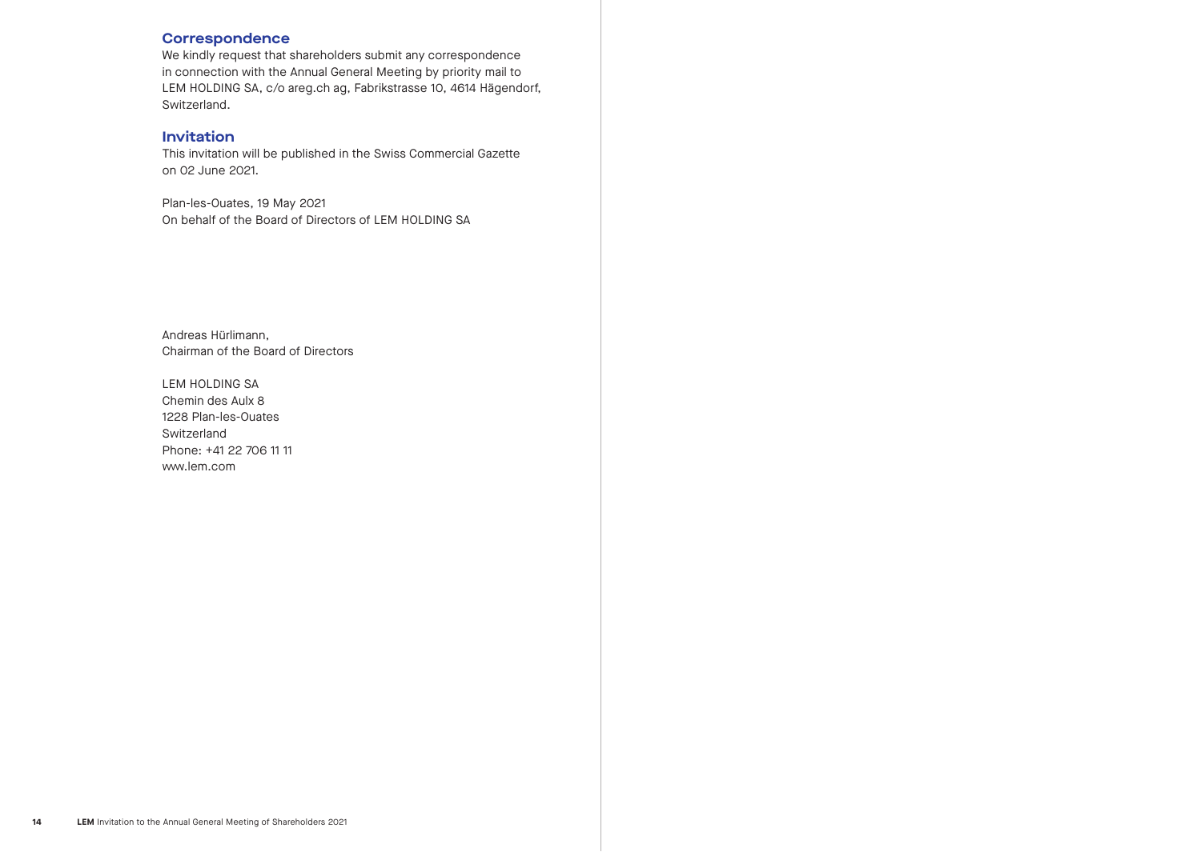## Correspondence

We kindly request that shareholders submit any correspondence in connection with the Annual General Meeting by priority mail to LEM HOLDING SA, c/o areg.ch ag, Fabrikstrasse 10, 4614 Hägendorf, Switzerland.

## Invitation

This invitation will be published in the Swiss Commercial Gazette on 02 June 2021.

Plan-les-Ouates, 19 May 2021
On behalf of the Board of Directors of LEM HOLDING SA

Andreas Hürlimann,
Chairman of the Board of Directors

LEM HOLDING SA
Chemin des Aulx 8
1228 Plan-les-Ouates
Switzerland
Phone: +41 22 706 11 11
www.lem.com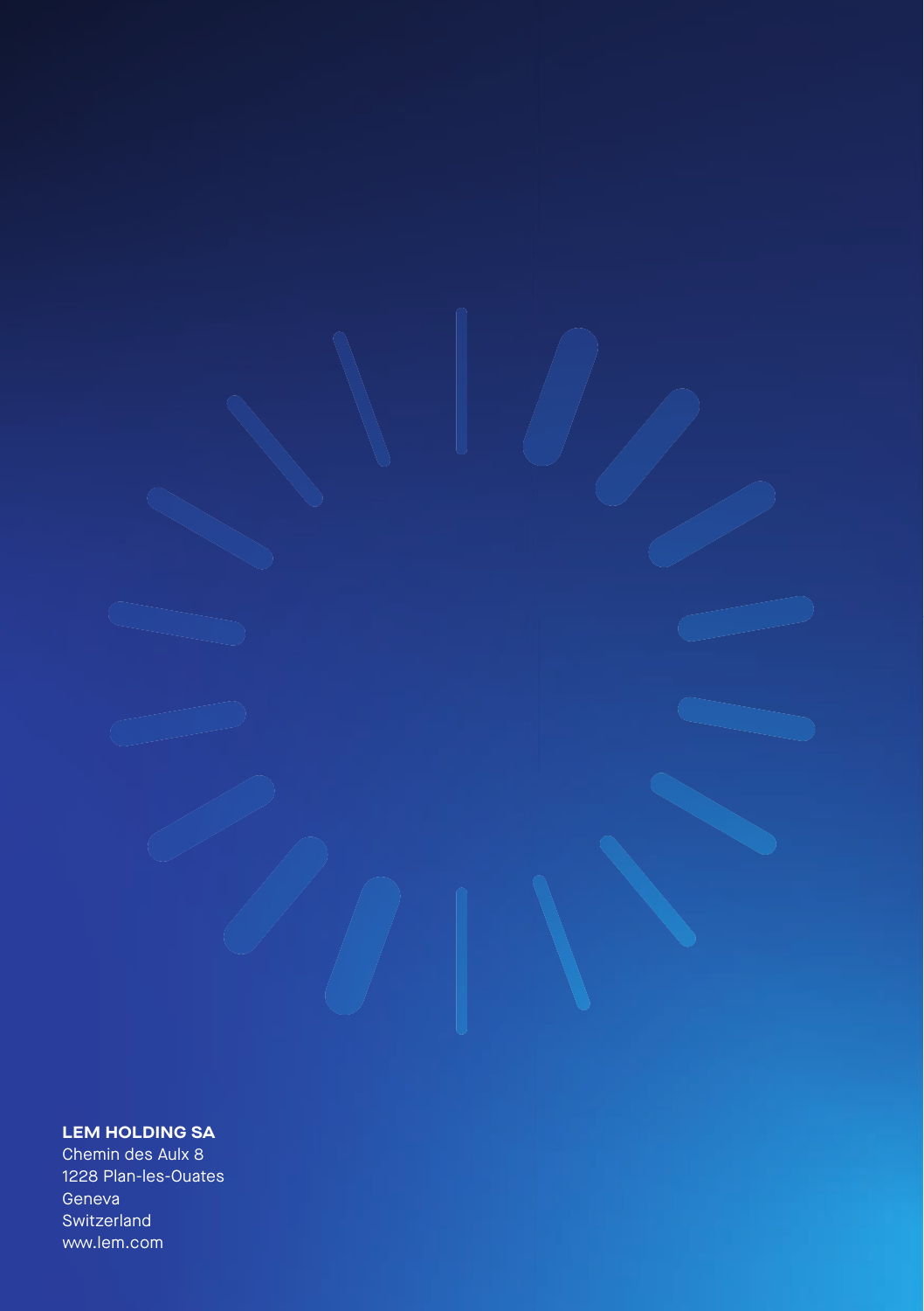**LEM HOLDING SA**
Chemin des Aulx 8
1228 Plan-les-Ouates
Geneva
Switzerland
www.lem.com